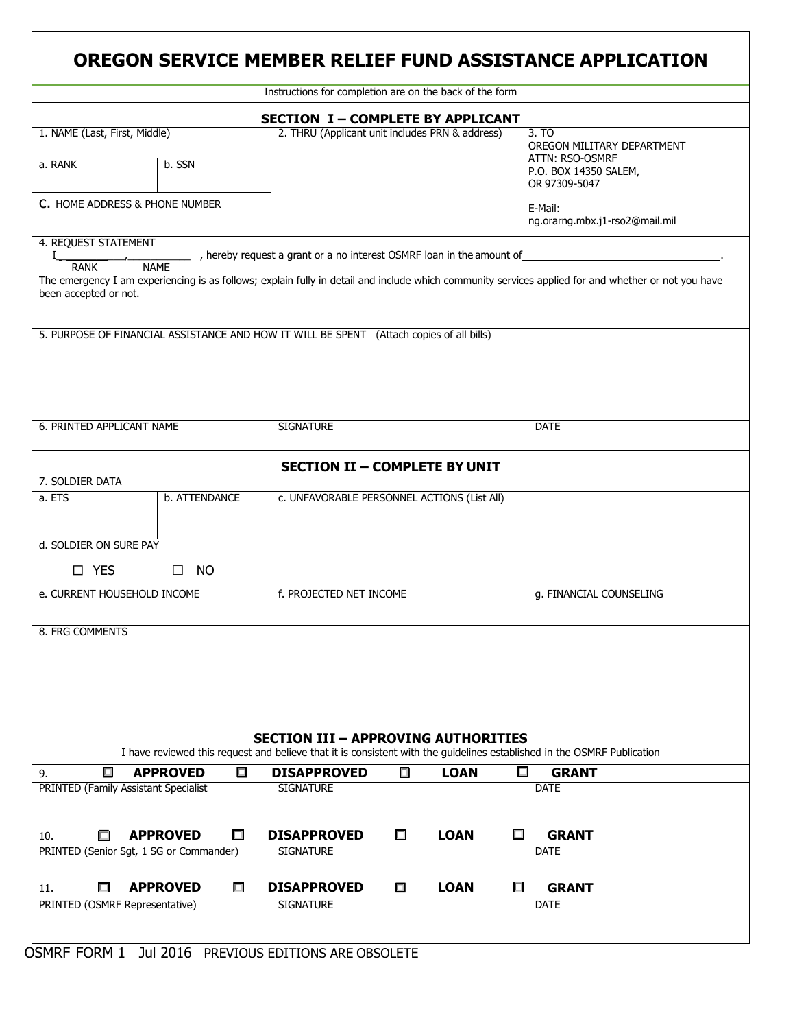# OREGON SERVICE MEMBER RELIEF FUND ASSISTANCE APPLICATION

Instructions for completion are on the back of the form

## SECTION I – COMPLETE BY APPLICANT

| 1. NAME (Last, First, Middle) | | 2. THRU (Applicant unit includes PRN & address) | 3. TO<br>OREGON MILITARY DEPARTMENT<br>ATTN: RSO-OSMRF<br>P.O. BOX 14350 SALEM,<br>OR 97309-5047<br><br>E-Mail:<br>ng.orarng.mbx.j1-rso2@mail.mil |
|---|---|---|---|
| a. RANK | b. SSN | | |
| C. HOME ADDRESS & PHONE NUMBER | | | |

4. REQUEST STATEMENT

I__________,__________ , hereby request a grant or a no interest OSMRF loan in the amount of________________________________.
RANK NAME

The emergency I am experiencing is as follows; explain fully in detail and include which community services applied for and whether or not you have been accepted or not.

5. PURPOSE OF FINANCIAL ASSISTANCE AND HOW IT WILL BE SPENT (Attach copies of all bills)

| 6. PRINTED APPLICANT NAME | SIGNATURE | DATE |
|---|---|---|
| | | |

## SECTION II – COMPLETE BY UNIT

7. SOLDIER DATA

| a. ETS | b. ATTENDANCE | c. UNFAVORABLE PERSONNEL ACTIONS (List All) |
|---|---|---|
| d. SOLDIER ON SURE PAY<br>☐ YES ☐ NO | | |

| e. CURRENT HOUSEHOLD INCOME | f. PROJECTED NET INCOME | g. FINANCIAL COUNSELING |
|---|---|---|
| | | |

8. FRG COMMENTS

## SECTION III – APPROVING AUTHORITIES

I have reviewed this request and believe that it is consistent with the guidelines established in the OSMRF Publication

9. ☐ **APPROVED** ☐ **DISAPPROVED** ☐ **LOAN** ☐ **GRANT**

| PRINTED (Family Assistant Specialist | SIGNATURE | DATE |
|---|---|---|
| | | |

10. ☐ **APPROVED** ☐ **DISAPPROVED** ☐ **LOAN** ☐ **GRANT**

| PRINTED (Senior Sgt, 1 SG or Commander) | SIGNATURE | DATE |
|---|---|---|
| | | |

11. ☐ **APPROVED** ☐ **DISAPPROVED** ☐ **LOAN** ☐ **GRANT**

| PRINTED (OSMRF Representative) | SIGNATURE | DATE |
|---|---|---|
| | | |

OSMRF FORM 1 Jul 2016 PREVIOUS EDITIONS ARE OBSOLETE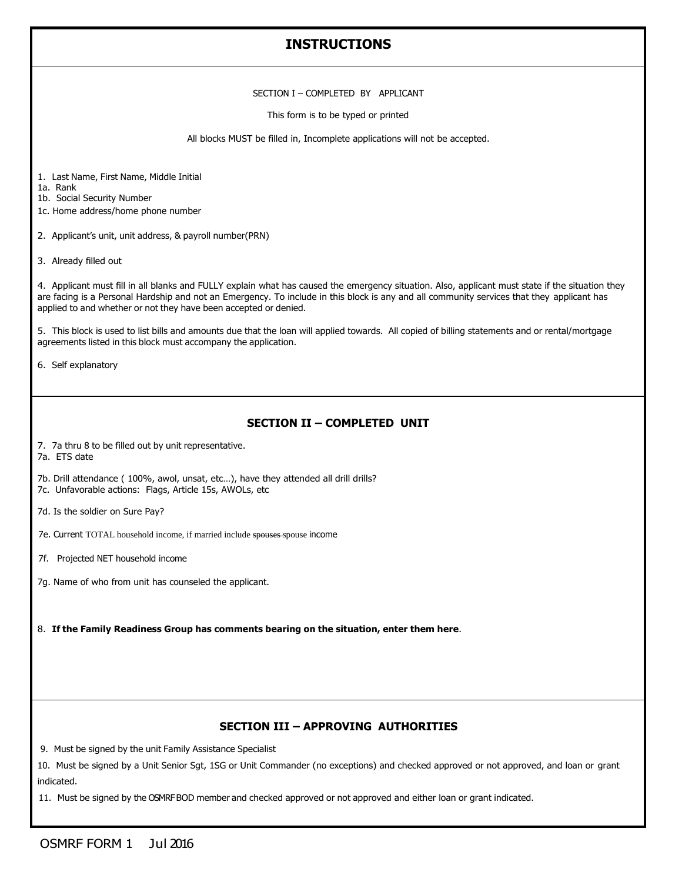# INSTRUCTIONS

SECTION I – COMPLETED BY APPLICANT

This form is to be typed or printed

All blocks MUST be filled in, Incomplete applications will not be accepted.

1. Last Name, First Name, Middle Initial
1a. Rank
1b. Social Security Number
1c. Home address/home phone number

2. Applicant's unit, unit address, & payroll number(PRN)

3. Already filled out

4. Applicant must fill in all blanks and FULLY explain what has caused the emergency situation. Also, applicant must state if the situation they are facing is a Personal Hardship and not an Emergency. To include in this block is any and all community services that they applicant has applied to and whether or not they have been accepted or denied.

5. This block is used to list bills and amounts due that the loan will applied towards. All copied of billing statements and or rental/mortgage agreements listed in this block must accompany the application.

6. Self explanatory

## SECTION II – COMPLETED UNIT

7. 7a thru 8 to be filled out by unit representative.
7a. ETS date

7b. Drill attendance ( 100%, awol, unsat, etc…), have they attended all drill drills?
7c. Unfavorable actions: Flags, Article 15s, AWOLs, etc

7d. Is the soldier on Sure Pay?

7e. Current TOTAL household income, if married include ~~spouses~~ spouse income

7f. Projected NET household income

7g. Name of who from unit has counseled the applicant.

8. **If the Family Readiness Group has comments bearing on the situation, enter them here**.

## SECTION III – APPROVING AUTHORITIES

9. Must be signed by the unit Family Assistance Specialist

10. Must be signed by a Unit Senior Sgt, 1SG or Unit Commander (no exceptions) and checked approved or not approved, and loan or grant indicated.

11. Must be signed by the OSMRF BOD member and checked approved or not approved and either loan or grant indicated.

OSMRF FORM 1 Jul 2016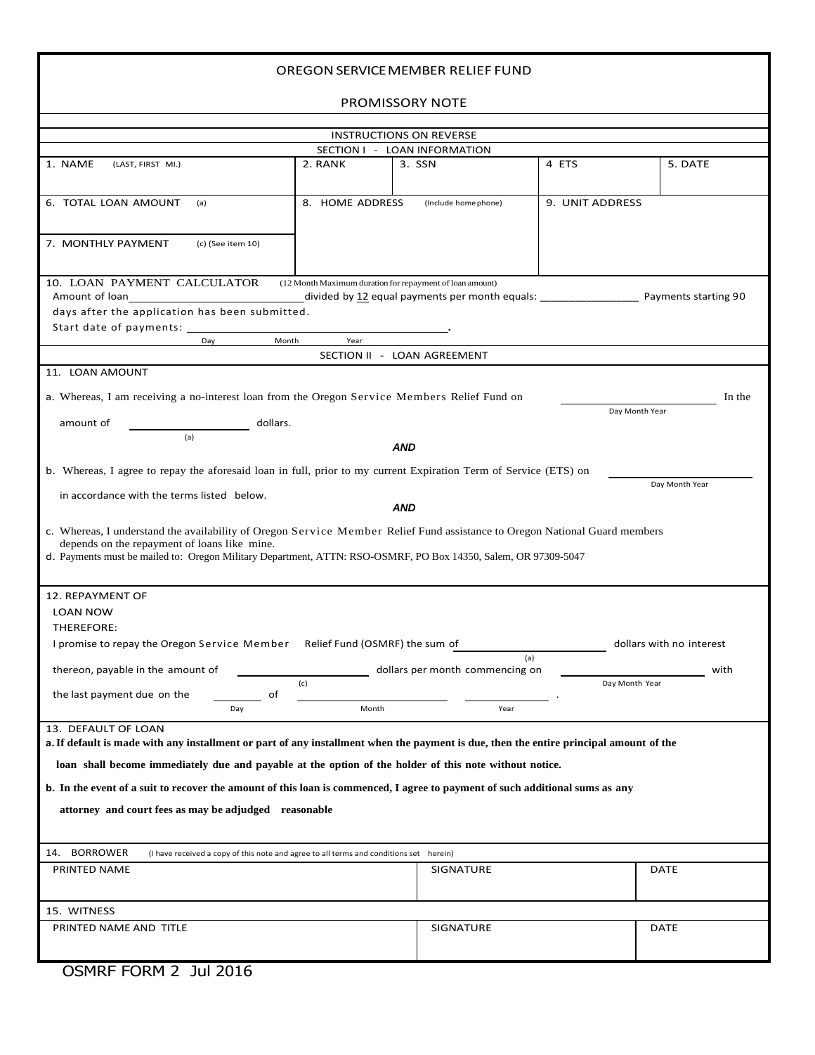# OREGON SERVICE MEMBER RELIEF FUND

## PROMISSORY NOTE

INSTRUCTIONS ON REVERSE

### SECTION I - LOAN INFORMATION

| 1. NAME (LAST, FIRST MI.) | 2. RANK | 3. SSN | 4 ETS | 5. DATE |
|---|---|---|---|---|
| | | | | |

| 6. TOTAL LOAN AMOUNT (a) | 8. HOME ADDRESS (Include home phone) | 9. UNIT ADDRESS |
|---|---|---|
| 7. MONTHLY PAYMENT (c) (See item 10) | | |

**10. LOAN PAYMENT CALCULATOR** (12 Month Maximum duration for repayment of loan amount)

Amount of loan\_\_\_\_\_\_\_\_\_\_\_\_\_\_\_\_ divided by 12 equal payments per month equals: \_\_\_\_\_\_\_\_\_\_\_\_\_\_\_\_ Payments starting 90 days after the application has been submitted.

Start date of payments: \_\_\_\_\_\_\_\_\_\_\_\_\_\_\_\_\_\_\_\_\_\_\_\_\_\_\_\_\_\_\_\_.
(Day Month Year)

### SECTION II - LOAN AGREEMENT

**11. LOAN AMOUNT**

a. Whereas, I am receiving a no-interest loan from the Oregon Service Members Relief Fund on \_\_\_\_\_\_\_\_\_\_\_\_\_\_\_\_ (Day Month Year) In the amount of \_\_\_\_\_\_\_\_\_\_\_\_\_\_\_\_ (a) dollars.

***AND***

b. Whereas, I agree to repay the aforesaid loan in full, prior to my current Expiration Term of Service (ETS) on \_\_\_\_\_\_\_\_\_\_\_\_\_\_\_\_ (Day Month Year) in accordance with the terms listed below.

***AND***

c. Whereas, I understand the availability of Oregon Service Member Relief Fund assistance to Oregon National Guard members depends on the repayment of loans like mine.

d. Payments must be mailed to: Oregon Military Department, ATTN: RSO-OSMRF, PO Box 14350, Salem, OR 97309-5047

**12. REPAYMENT OF LOAN NOW THEREFORE:**

I promise to repay the Oregon Service Member Relief Fund (OSMRF) the sum of \_\_\_\_\_\_\_\_\_\_\_\_\_\_\_\_ (a) dollars with no interest thereon, payable in the amount of \_\_\_\_\_\_\_\_\_\_\_\_\_\_\_\_ (c) dollars per month commencing on \_\_\_\_\_\_\_\_\_\_\_\_\_\_\_\_ (Day Month Year) with the last payment due on the \_\_\_\_\_\_ (Day) of \_\_\_\_\_\_\_\_\_\_\_\_ (Month) \_\_\_\_\_\_\_\_ (Year).

**13. DEFAULT OF LOAN**

**a. If default is made with any installment or part of any installment when the payment is due, then the entire principal amount of the loan shall become immediately due and payable at the option of the holder of this note without notice.**

**b. In the event of a suit to recover the amount of this loan is commenced, I agree to payment of such additional sums as any attorney and court fees as may be adjudged reasonable**

**14. BORROWER** (I have received a copy of this note and agree to all terms and conditions set herein)

| PRINTED NAME | SIGNATURE | DATE |
|---|---|---|
| | | |

**15. WITNESS**

| PRINTED NAME AND TITLE | SIGNATURE | DATE |
|---|---|---|
| | | |

OSMRF FORM 2 Jul 2016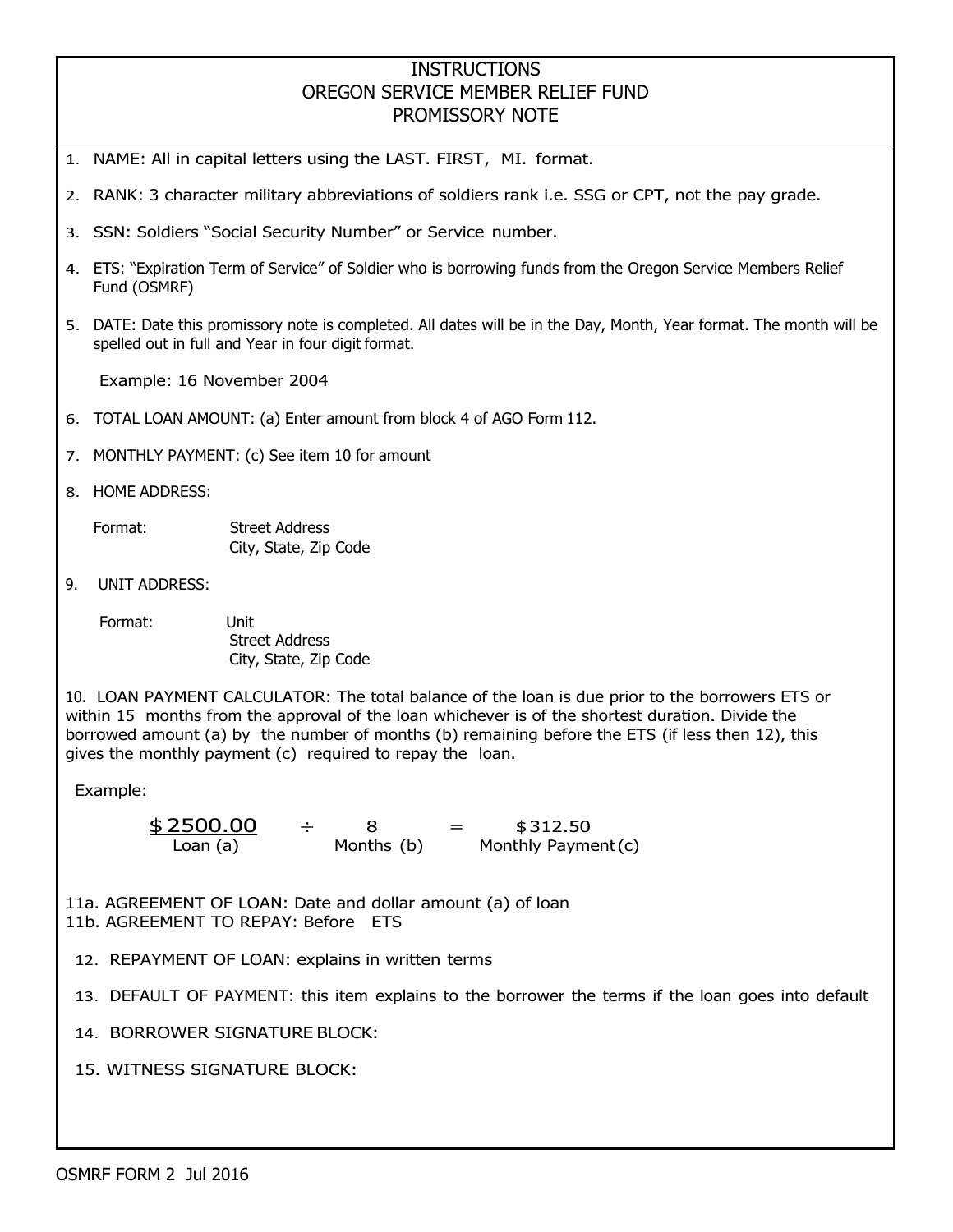# INSTRUCTIONS
## OREGON SERVICE MEMBER RELIEF FUND
## PROMISSORY NOTE

1. NAME: All in capital letters using the LAST. FIRST, MI. format.
2. RANK: 3 character military abbreviations of soldiers rank i.e. SSG or CPT, not the pay grade.
3. SSN: Soldiers "Social Security Number" or Service number.
4. ETS: "Expiration Term of Service" of Soldier who is borrowing funds from the Oregon Service Members Relief Fund (OSMRF)
5. DATE: Date this promissory note is completed. All dates will be in the Day, Month, Year format. The month will be spelled out in full and Year in four digit format.

   Example: 16 November 2004

6. TOTAL LOAN AMOUNT: (a) Enter amount from block 4 of AGO Form 112.
7. MONTHLY PAYMENT: (c) See item 10 for amount
8. HOME ADDRESS:

   Format: Street Address
   City, State, Zip Code

9. UNIT ADDRESS:

   Format: Unit
   Street Address
   City, State, Zip Code

10. LOAN PAYMENT CALCULATOR: The total balance of the loan is due prior to the borrowers ETS or within 15 months from the approval of the loan whichever is of the shortest duration. Divide the borrowed amount (a) by the number of months (b) remaining before the ETS (if less then 12), this gives the monthly payment (c) required to repay the loan.

Example:

| $ 2500.00 | ÷ | 8 | = | $ 312.50 |
|---|---|---|---|---|
| Loan (a) | | Months (b) | | Monthly Payment (c) |

11a. AGREEMENT OF LOAN: Date and dollar amount (a) of loan
11b. AGREEMENT TO REPAY: Before ETS

12. REPAYMENT OF LOAN: explains in written terms
13. DEFAULT OF PAYMENT: this item explains to the borrower the terms if the loan goes into default
14. BORROWER SIGNATURE BLOCK:
15. WITNESS SIGNATURE BLOCK:

OSMRF FORM 2 Jul 2016